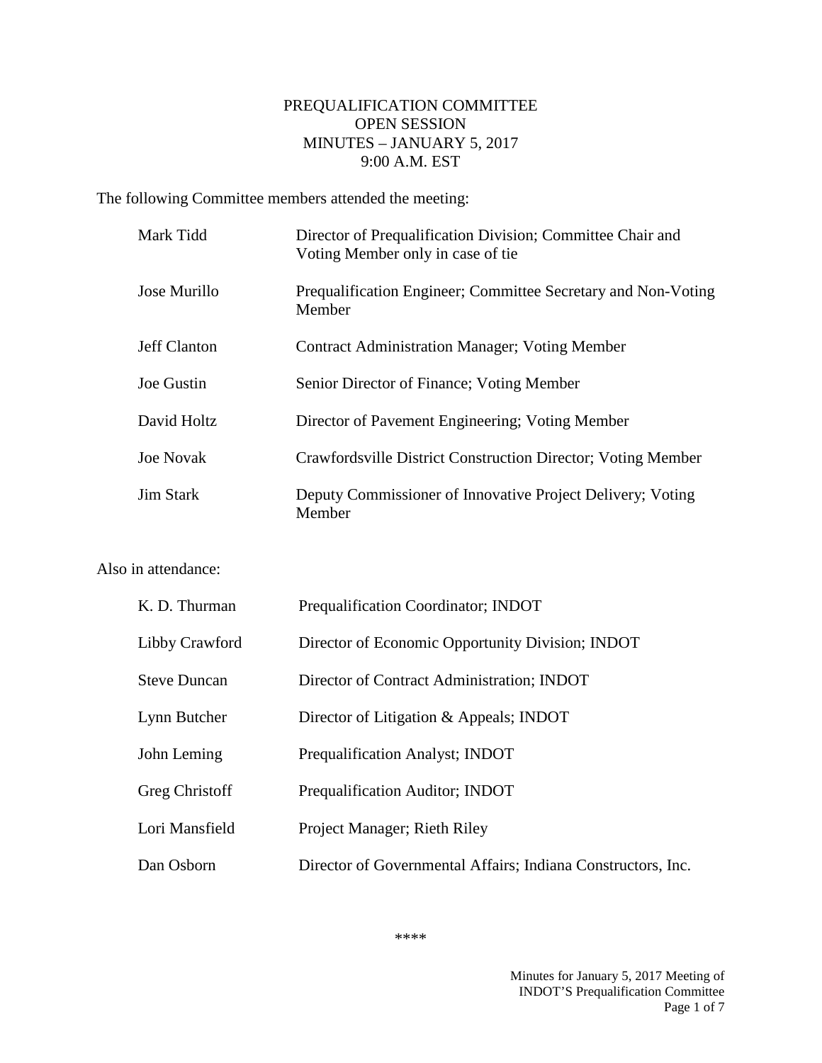# PREQUALIFICATION COMMITTEE
## OPEN SESSION
## MINUTES – JANUARY 5, 2017
## 9:00 A.M. EST

The following Committee members attended the meeting:

| | |
|---|---|
| Mark Tidd | Director of Prequalification Division; Committee Chair and Voting Member only in case of tie |
| Jose Murillo | Prequalification Engineer; Committee Secretary and Non-Voting Member |
| Jeff Clanton | Contract Administration Manager; Voting Member |
| Joe Gustin | Senior Director of Finance; Voting Member |
| David Holtz | Director of Pavement Engineering; Voting Member |
| Joe Novak | Crawfordsville District Construction Director; Voting Member |
| Jim Stark | Deputy Commissioner of Innovative Project Delivery; Voting Member |

Also in attendance:

| | |
|---|---|
| K. D. Thurman | Prequalification Coordinator; INDOT |
| Libby Crawford | Director of Economic Opportunity Division; INDOT |
| Steve Duncan | Director of Contract Administration; INDOT |
| Lynn Butcher | Director of Litigation & Appeals; INDOT |
| John Leming | Prequalification Analyst; INDOT |
| Greg Christoff | Prequalification Auditor; INDOT |
| Lori Mansfield | Project Manager; Rieth Riley |
| Dan Osborn | Director of Governmental Affairs; Indiana Constructors, Inc. |

\*\*\*\*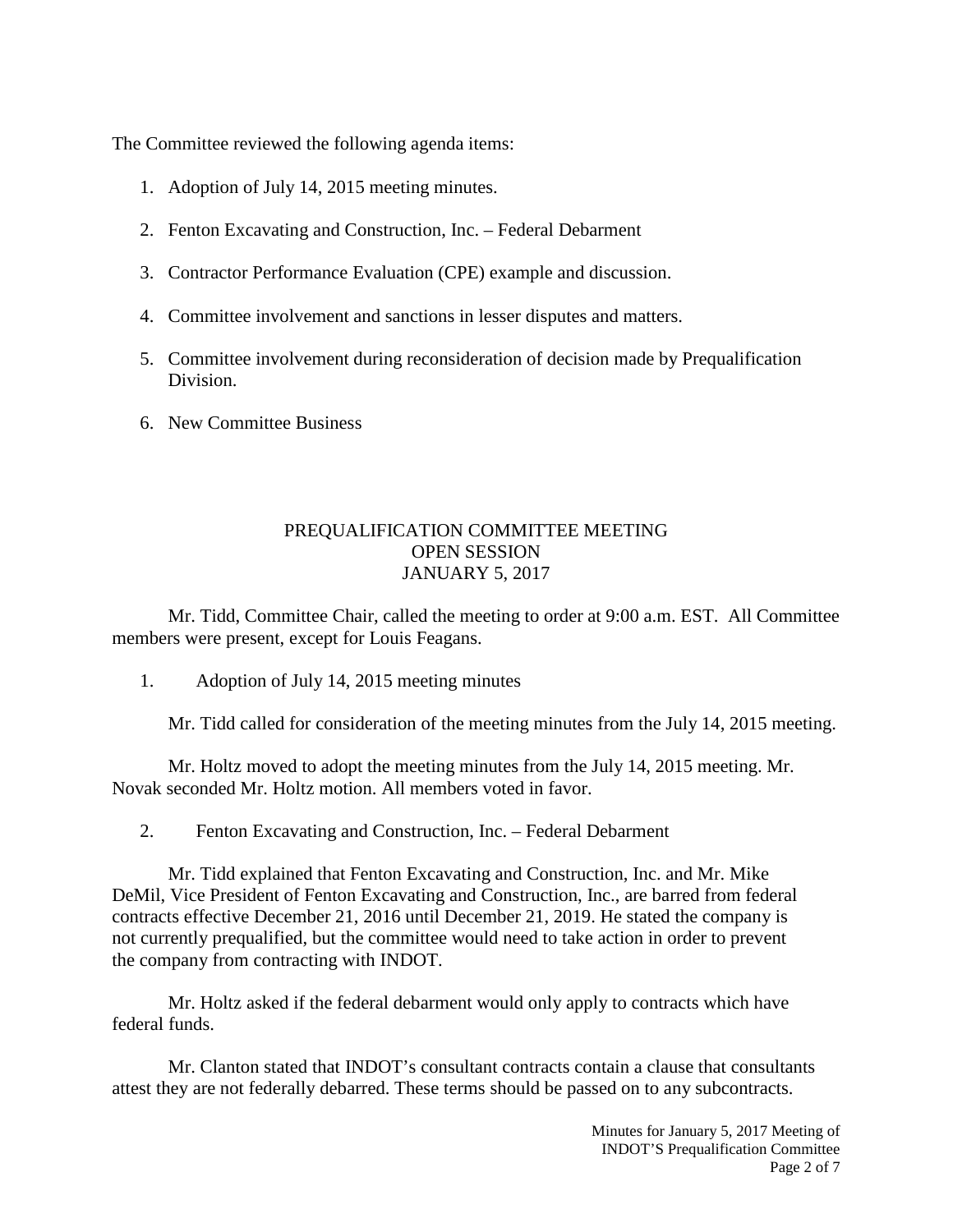The Committee reviewed the following agenda items:

1. Adoption of July 14, 2015 meeting minutes.
2. Fenton Excavating and Construction, Inc. – Federal Debarment
3. Contractor Performance Evaluation (CPE) example and discussion.
4. Committee involvement and sanctions in lesser disputes and matters.
5. Committee involvement during reconsideration of decision made by Prequalification Division.
6. New Committee Business

## PREQUALIFICATION COMMITTEE MEETING
## OPEN SESSION
## JANUARY 5, 2017

Mr. Tidd, Committee Chair, called the meeting to order at 9:00 a.m. EST. All Committee members were present, except for Louis Feagans.

1. Adoption of July 14, 2015 meeting minutes

Mr. Tidd called for consideration of the meeting minutes from the July 14, 2015 meeting.

Mr. Holtz moved to adopt the meeting minutes from the July 14, 2015 meeting. Mr. Novak seconded Mr. Holtz motion. All members voted in favor.

2. Fenton Excavating and Construction, Inc. – Federal Debarment

Mr. Tidd explained that Fenton Excavating and Construction, Inc. and Mr. Mike DeMil, Vice President of Fenton Excavating and Construction, Inc., are barred from federal contracts effective December 21, 2016 until December 21, 2019. He stated the company is not currently prequalified, but the committee would need to take action in order to prevent the company from contracting with INDOT.

Mr. Holtz asked if the federal debarment would only apply to contracts which have federal funds.

Mr. Clanton stated that INDOT's consultant contracts contain a clause that consultants attest they are not federally debarred. These terms should be passed on to any subcontracts.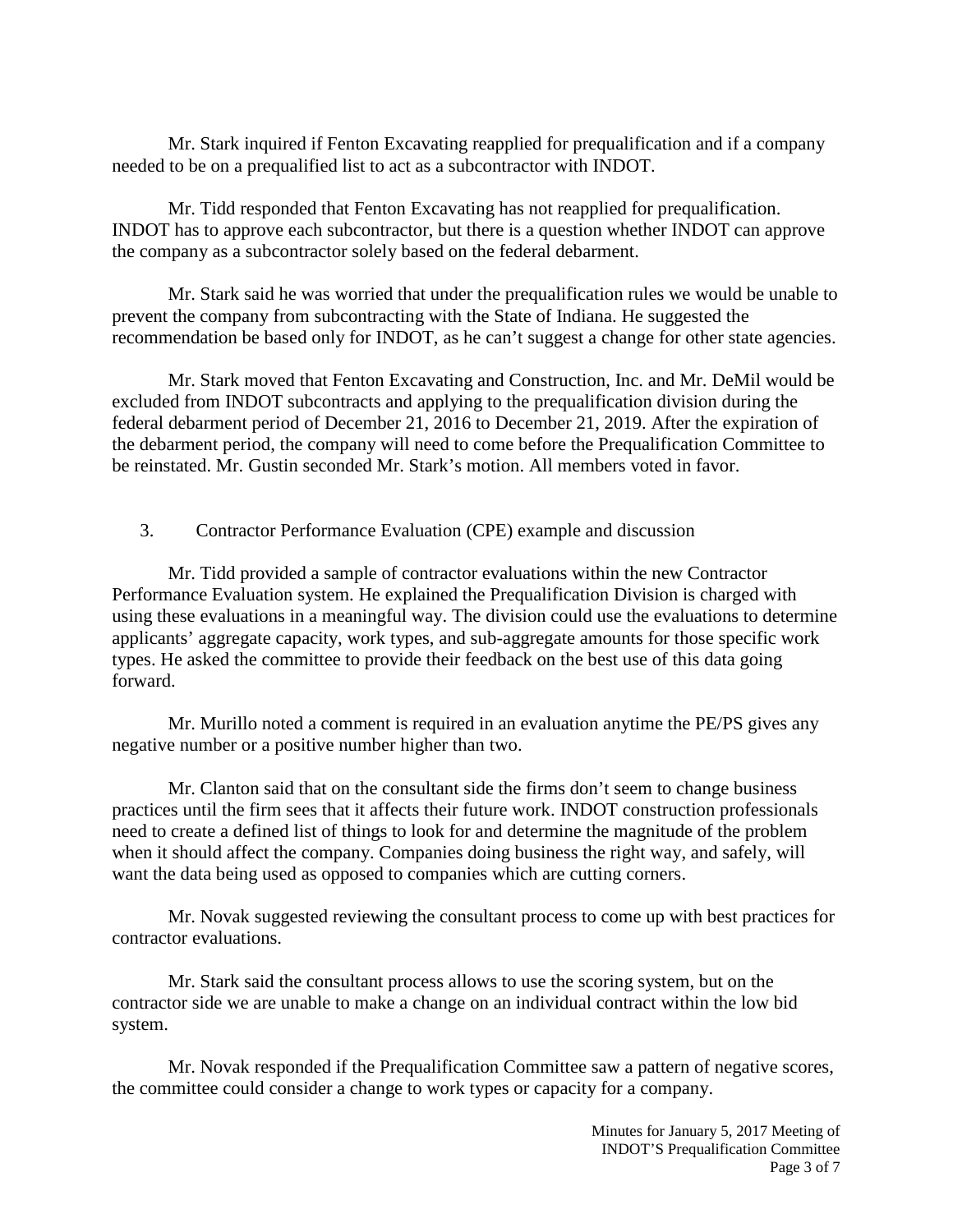Mr. Stark inquired if Fenton Excavating reapplied for prequalification and if a company needed to be on a prequalified list to act as a subcontractor with INDOT.

Mr. Tidd responded that Fenton Excavating has not reapplied for prequalification. INDOT has to approve each subcontractor, but there is a question whether INDOT can approve the company as a subcontractor solely based on the federal debarment.

Mr. Stark said he was worried that under the prequalification rules we would be unable to prevent the company from subcontracting with the State of Indiana. He suggested the recommendation be based only for INDOT, as he can't suggest a change for other state agencies.

Mr. Stark moved that Fenton Excavating and Construction, Inc. and Mr. DeMil would be excluded from INDOT subcontracts and applying to the prequalification division during the federal debarment period of December 21, 2016 to December 21, 2019. After the expiration of the debarment period, the company will need to come before the Prequalification Committee to be reinstated. Mr. Gustin seconded Mr. Stark's motion. All members voted in favor.

3. Contractor Performance Evaluation (CPE) example and discussion

Mr. Tidd provided a sample of contractor evaluations within the new Contractor Performance Evaluation system. He explained the Prequalification Division is charged with using these evaluations in a meaningful way. The division could use the evaluations to determine applicants' aggregate capacity, work types, and sub-aggregate amounts for those specific work types. He asked the committee to provide their feedback on the best use of this data going forward.

Mr. Murillo noted a comment is required in an evaluation anytime the PE/PS gives any negative number or a positive number higher than two.

Mr. Clanton said that on the consultant side the firms don't seem to change business practices until the firm sees that it affects their future work. INDOT construction professionals need to create a defined list of things to look for and determine the magnitude of the problem when it should affect the company. Companies doing business the right way, and safely, will want the data being used as opposed to companies which are cutting corners.

Mr. Novak suggested reviewing the consultant process to come up with best practices for contractor evaluations.

Mr. Stark said the consultant process allows to use the scoring system, but on the contractor side we are unable to make a change on an individual contract within the low bid system.

Mr. Novak responded if the Prequalification Committee saw a pattern of negative scores, the committee could consider a change to work types or capacity for a company.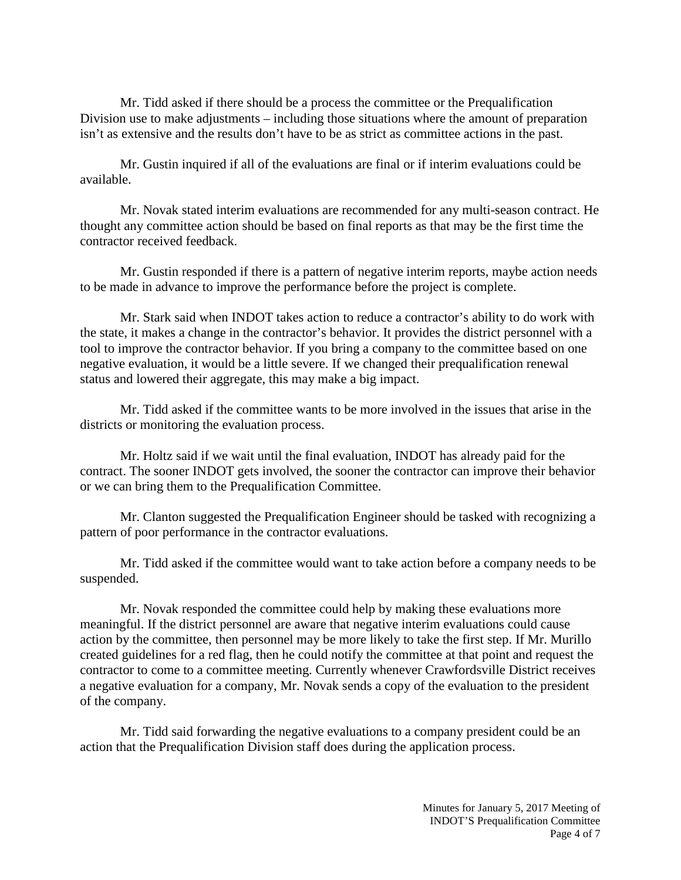Mr. Tidd asked if there should be a process the committee or the Prequalification Division use to make adjustments – including those situations where the amount of preparation isn't as extensive and the results don't have to be as strict as committee actions in the past.

Mr. Gustin inquired if all of the evaluations are final or if interim evaluations could be available.

Mr. Novak stated interim evaluations are recommended for any multi-season contract. He thought any committee action should be based on final reports as that may be the first time the contractor received feedback.

Mr. Gustin responded if there is a pattern of negative interim reports, maybe action needs to be made in advance to improve the performance before the project is complete.

Mr. Stark said when INDOT takes action to reduce a contractor's ability to do work with the state, it makes a change in the contractor's behavior. It provides the district personnel with a tool to improve the contractor behavior. If you bring a company to the committee based on one negative evaluation, it would be a little severe. If we changed their prequalification renewal status and lowered their aggregate, this may make a big impact.

Mr. Tidd asked if the committee wants to be more involved in the issues that arise in the districts or monitoring the evaluation process.

Mr. Holtz said if we wait until the final evaluation, INDOT has already paid for the contract. The sooner INDOT gets involved, the sooner the contractor can improve their behavior or we can bring them to the Prequalification Committee.

Mr. Clanton suggested the Prequalification Engineer should be tasked with recognizing a pattern of poor performance in the contractor evaluations.

Mr. Tidd asked if the committee would want to take action before a company needs to be suspended.

Mr. Novak responded the committee could help by making these evaluations more meaningful. If the district personnel are aware that negative interim evaluations could cause action by the committee, then personnel may be more likely to take the first step. If Mr. Murillo created guidelines for a red flag, then he could notify the committee at that point and request the contractor to come to a committee meeting. Currently whenever Crawfordsville District receives a negative evaluation for a company, Mr. Novak sends a copy of the evaluation to the president of the company.

Mr. Tidd said forwarding the negative evaluations to a company president could be an action that the Prequalification Division staff does during the application process.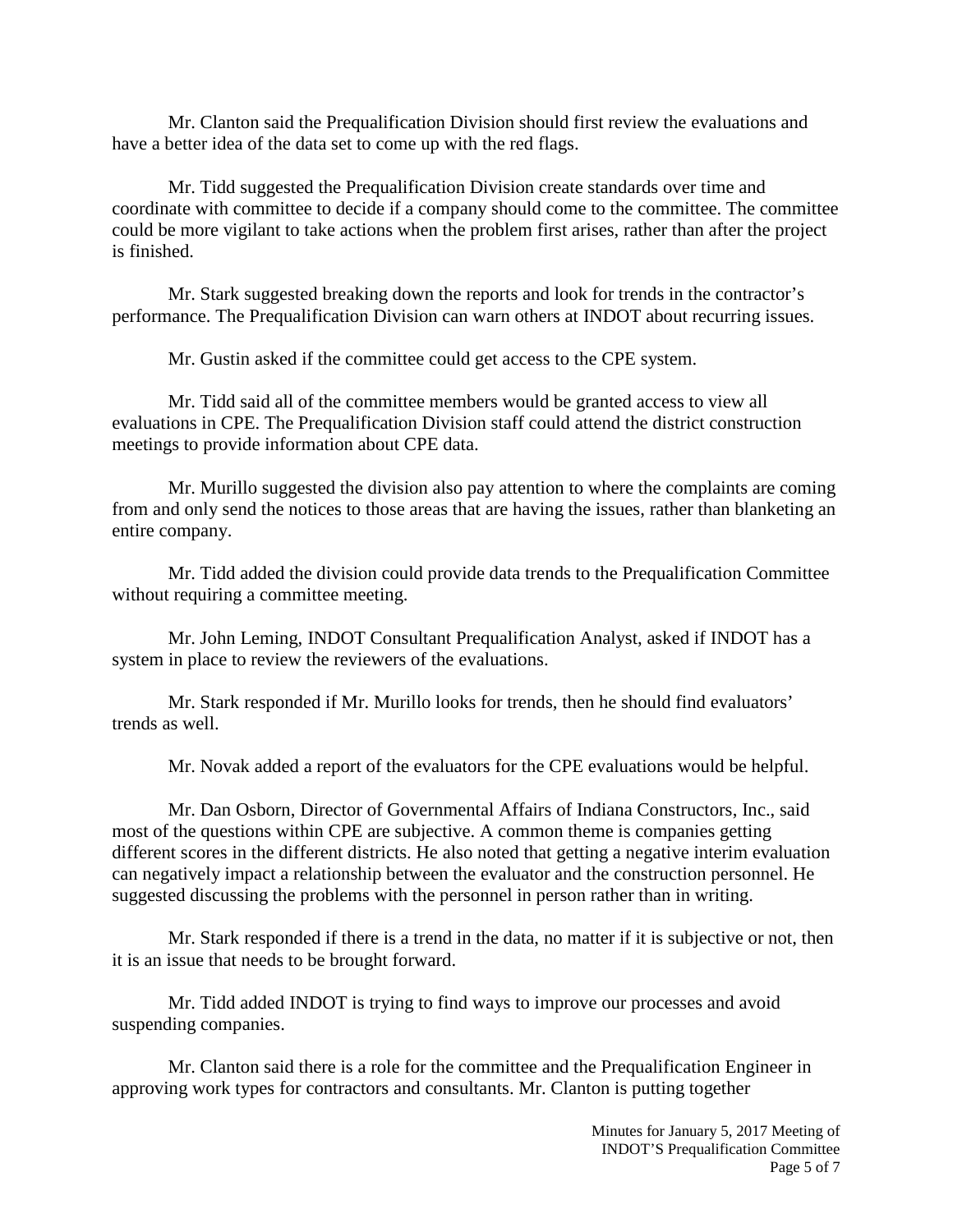Mr. Clanton said the Prequalification Division should first review the evaluations and have a better idea of the data set to come up with the red flags.

Mr. Tidd suggested the Prequalification Division create standards over time and coordinate with committee to decide if a company should come to the committee. The committee could be more vigilant to take actions when the problem first arises, rather than after the project is finished.

Mr. Stark suggested breaking down the reports and look for trends in the contractor's performance. The Prequalification Division can warn others at INDOT about recurring issues.

Mr. Gustin asked if the committee could get access to the CPE system.

Mr. Tidd said all of the committee members would be granted access to view all evaluations in CPE. The Prequalification Division staff could attend the district construction meetings to provide information about CPE data.

Mr. Murillo suggested the division also pay attention to where the complaints are coming from and only send the notices to those areas that are having the issues, rather than blanketing an entire company.

Mr. Tidd added the division could provide data trends to the Prequalification Committee without requiring a committee meeting.

Mr. John Leming, INDOT Consultant Prequalification Analyst, asked if INDOT has a system in place to review the reviewers of the evaluations.

Mr. Stark responded if Mr. Murillo looks for trends, then he should find evaluators' trends as well.

Mr. Novak added a report of the evaluators for the CPE evaluations would be helpful.

Mr. Dan Osborn, Director of Governmental Affairs of Indiana Constructors, Inc., said most of the questions within CPE are subjective. A common theme is companies getting different scores in the different districts. He also noted that getting a negative interim evaluation can negatively impact a relationship between the evaluator and the construction personnel. He suggested discussing the problems with the personnel in person rather than in writing.

Mr. Stark responded if there is a trend in the data, no matter if it is subjective or not, then it is an issue that needs to be brought forward.

Mr. Tidd added INDOT is trying to find ways to improve our processes and avoid suspending companies.

Mr. Clanton said there is a role for the committee and the Prequalification Engineer in approving work types for contractors and consultants. Mr. Clanton is putting together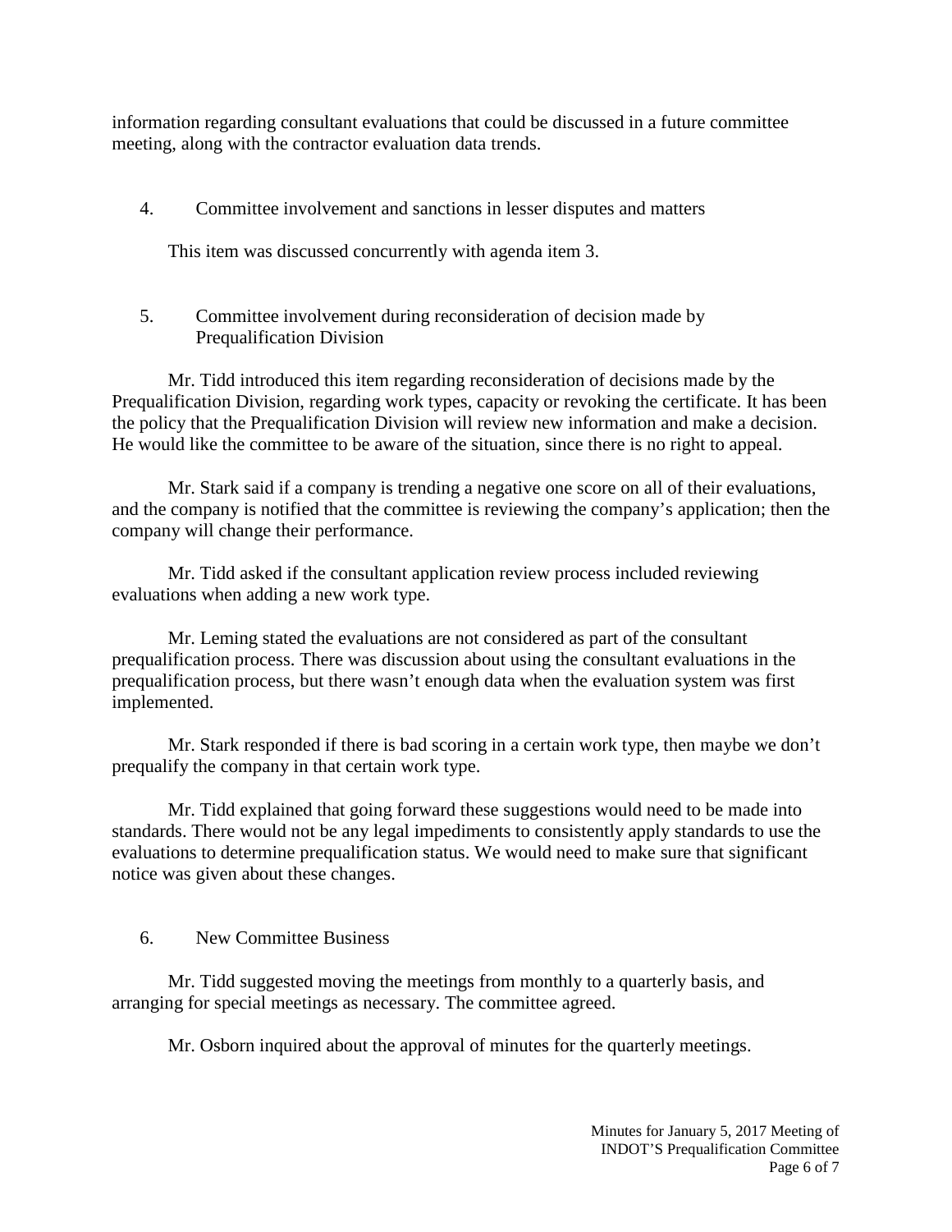information regarding consultant evaluations that could be discussed in a future committee meeting, along with the contractor evaluation data trends.

4. Committee involvement and sanctions in lesser disputes and matters

This item was discussed concurrently with agenda item 3.

5. Committee involvement during reconsideration of decision made by Prequalification Division

Mr. Tidd introduced this item regarding reconsideration of decisions made by the Prequalification Division, regarding work types, capacity or revoking the certificate. It has been the policy that the Prequalification Division will review new information and make a decision. He would like the committee to be aware of the situation, since there is no right to appeal.

Mr. Stark said if a company is trending a negative one score on all of their evaluations, and the company is notified that the committee is reviewing the company's application; then the company will change their performance.

Mr. Tidd asked if the consultant application review process included reviewing evaluations when adding a new work type.

Mr. Leming stated the evaluations are not considered as part of the consultant prequalification process. There was discussion about using the consultant evaluations in the prequalification process, but there wasn't enough data when the evaluation system was first implemented.

Mr. Stark responded if there is bad scoring in a certain work type, then maybe we don't prequalify the company in that certain work type.

Mr. Tidd explained that going forward these suggestions would need to be made into standards. There would not be any legal impediments to consistently apply standards to use the evaluations to determine prequalification status. We would need to make sure that significant notice was given about these changes.

6. New Committee Business

Mr. Tidd suggested moving the meetings from monthly to a quarterly basis, and arranging for special meetings as necessary. The committee agreed.

Mr. Osborn inquired about the approval of minutes for the quarterly meetings.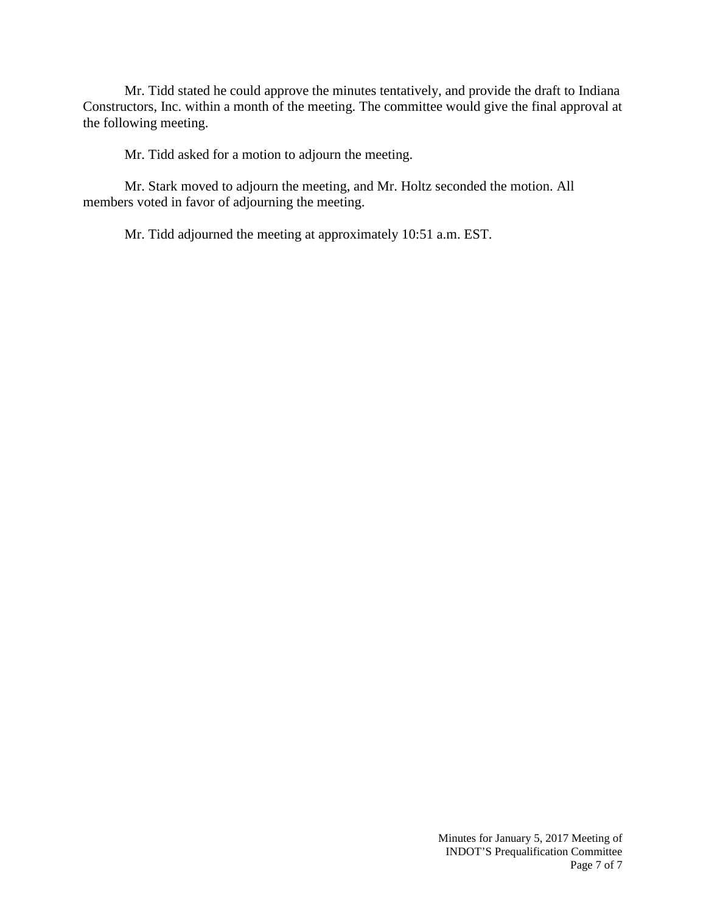Mr. Tidd stated he could approve the minutes tentatively, and provide the draft to Indiana Constructors, Inc. within a month of the meeting. The committee would give the final approval at the following meeting.

Mr. Tidd asked for a motion to adjourn the meeting.

Mr. Stark moved to adjourn the meeting, and Mr. Holtz seconded the motion. All members voted in favor of adjourning the meeting.

Mr. Tidd adjourned the meeting at approximately 10:51 a.m. EST.